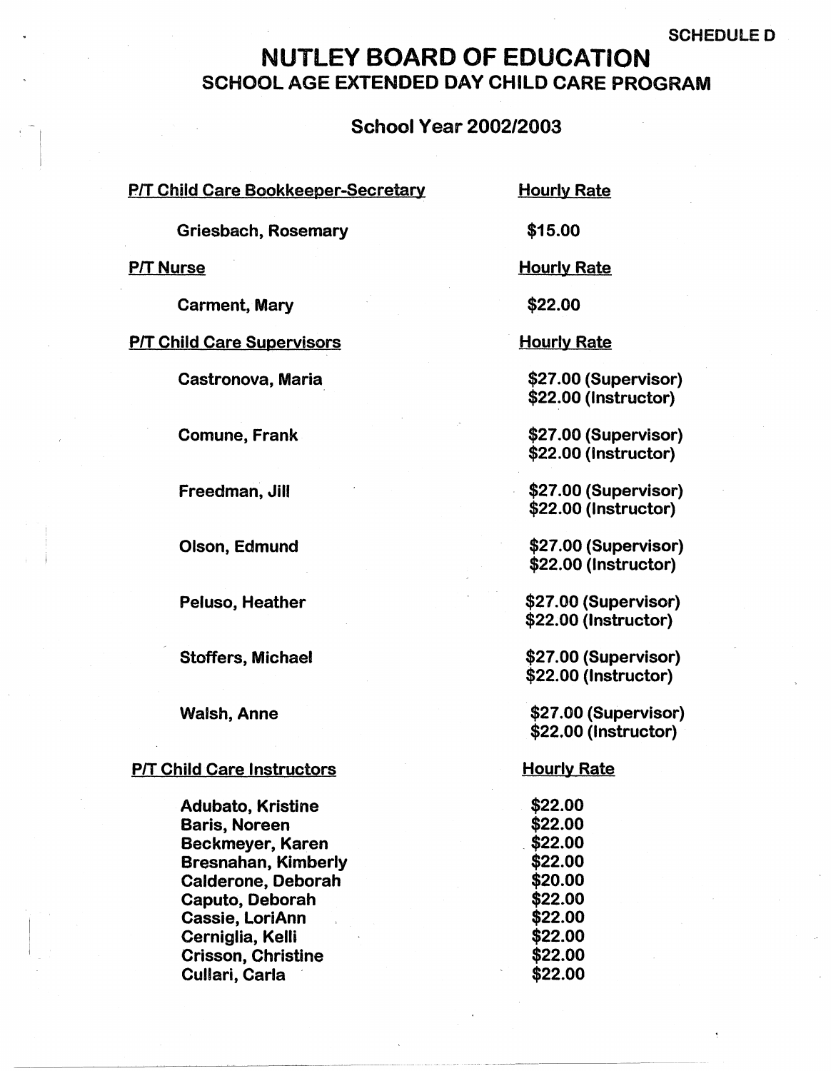SCHEDULE D

# NUTLEY BOARD OF EDUCATION
## SCHOOL AGE EXTENDED DAY CHILD CARE PROGRAM

### School Year 2002/2003

| P/T Child Care Bookkeeper-Secretary | Hourly Rate |
|---|---|
| Griesbach, Rosemary | $15.00 |
| **P/T Nurse** | **Hourly Rate** |
| Carment, Mary | $22.00 |
| **P/T Child Care Supervisors** | **Hourly Rate** |
| Castronova, Maria | $27.00 (Supervisor)<br>$22.00 (Instructor) |
| Comune, Frank | $27.00 (Supervisor)<br>$22.00 (Instructor) |
| Freedman, Jill | $27.00 (Supervisor)<br>$22.00 (Instructor) |
| Olson, Edmund | $27.00 (Supervisor)<br>$22.00 (Instructor) |
| Peluso, Heather | $27.00 (Supervisor)<br>$22.00 (Instructor) |
| Stoffers, Michael | $27.00 (Supervisor)<br>$22.00 (Instructor) |
| Walsh, Anne | $27.00 (Supervisor)<br>$22.00 (Instructor) |
| **P/T Child Care Instructors** | **Hourly Rate** |
| Adubato, Kristine | $22.00 |
| Baris, Noreen | $22.00 |
| Beckmeyer, Karen | $22.00 |
| Bresnahan, Kimberly | $22.00 |
| Calderone, Deborah | $20.00 |
| Caputo, Deborah | $22.00 |
| Cassie, LoriAnn | $22.00 |
| Cerniglia, Kelli | $22.00 |
| Crisson, Christine | $22.00 |
| Cullari, Carla | $22.00 |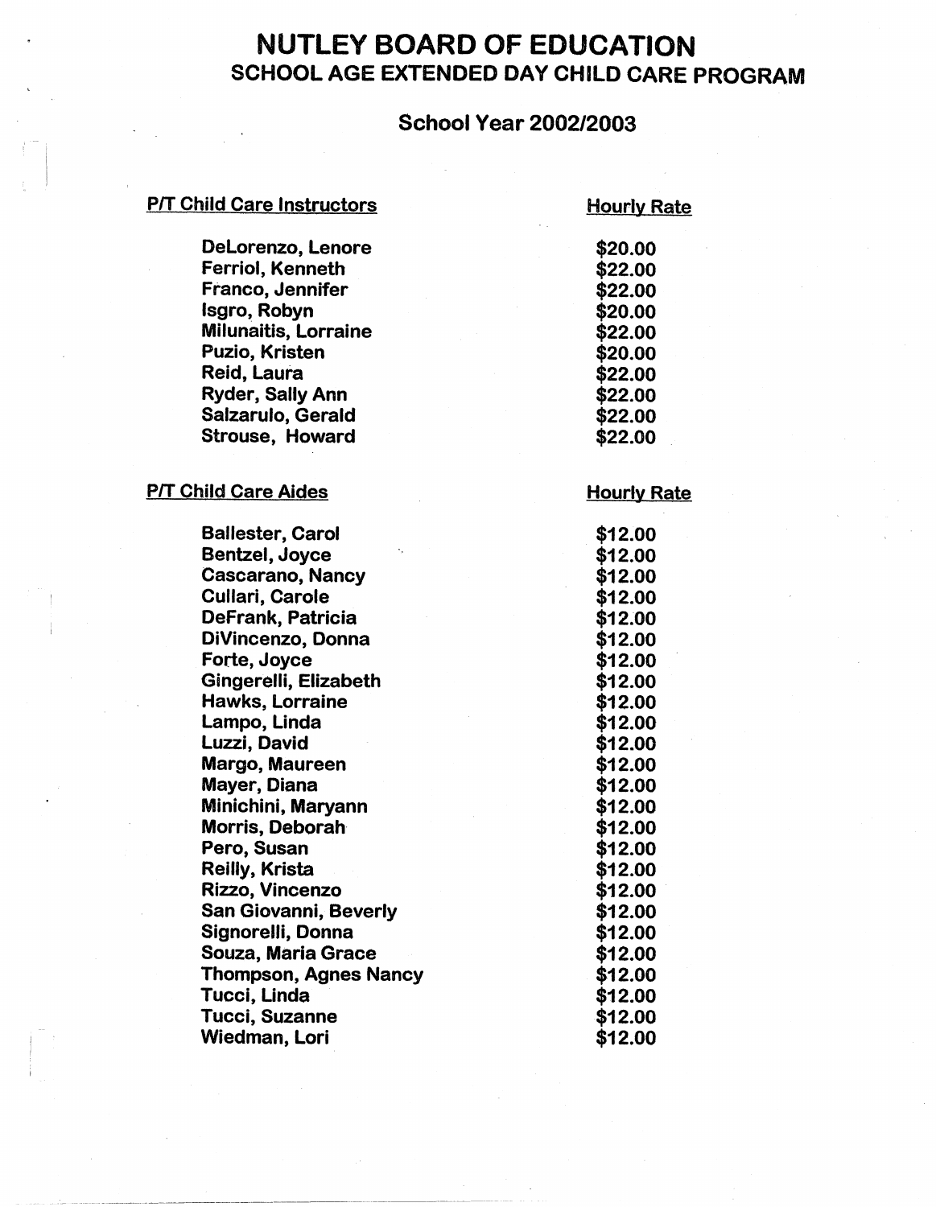# NUTLEY BOARD OF EDUCATION

## SCHOOL AGE EXTENDED DAY CHILD CARE PROGRAM

### School Year 2002/2003

| P/T Child Care Instructors | Hourly Rate |
| --- | --- |
| DeLorenzo, Lenore | $20.00 |
| Ferriol, Kenneth | $22.00 |
| Franco, Jennifer | $22.00 |
| Isgro, Robyn | $20.00 |
| Milunaitis, Lorraine | $22.00 |
| Puzio, Kristen | $20.00 |
| Reid, Laura | $22.00 |
| Ryder, Sally Ann | $22.00 |
| Salzarulo, Gerald | $22.00 |
| Strouse, Howard | $22.00 |

| P/T Child Care Aides | Hourly Rate |
| --- | --- |
| Ballester, Carol | $12.00 |
| Bentzel, Joyce | $12.00 |
| Cascarano, Nancy | $12.00 |
| Cullari, Carole | $12.00 |
| DeFrank, Patricia | $12.00 |
| DiVincenzo, Donna | $12.00 |
| Forte, Joyce | $12.00 |
| Gingerelli, Elizabeth | $12.00 |
| Hawks, Lorraine | $12.00 |
| Lampo, Linda | $12.00 |
| Luzzi, David | $12.00 |
| Margo, Maureen | $12.00 |
| Mayer, Diana | $12.00 |
| Minichini, Maryann | $12.00 |
| Morris, Deborah | $12.00 |
| Pero, Susan | $12.00 |
| Reilly, Krista | $12.00 |
| Rizzo, Vincenzo | $12.00 |
| San Giovanni, Beverly | $12.00 |
| Signorelli, Donna | $12.00 |
| Souza, Maria Grace | $12.00 |
| Thompson, Agnes Nancy | $12.00 |
| Tucci, Linda | $12.00 |
| Tucci, Suzanne | $12.00 |
| Wiedman, Lori | $12.00 |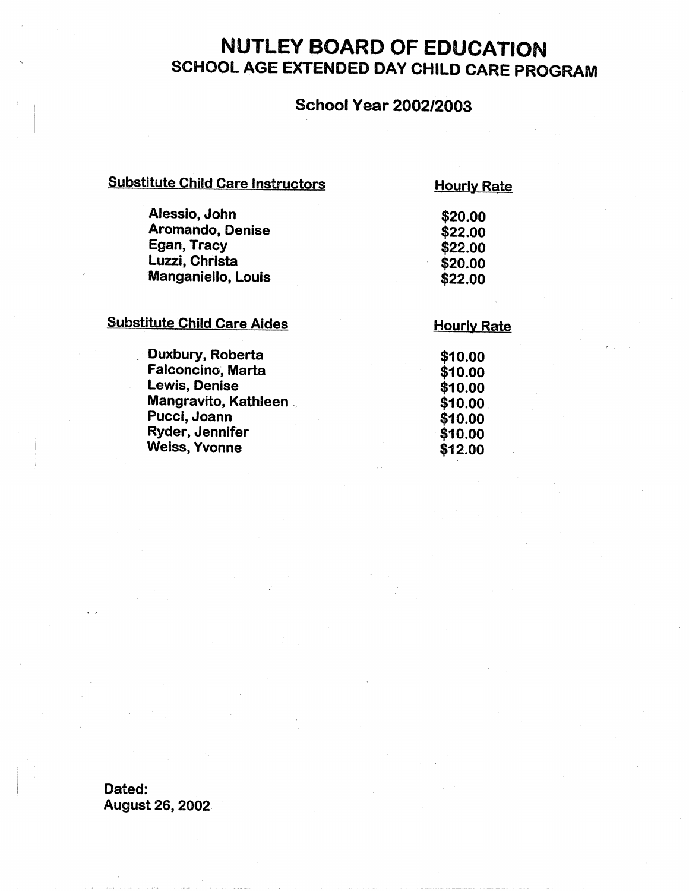# NUTLEY BOARD OF EDUCATION
## SCHOOL AGE EXTENDED DAY CHILD CARE PROGRAM

### School Year 2002/2003

| Substitute Child Care Instructors | Hourly Rate |
|---|---|
| Alessio, John | $20.00 |
| Aromando, Denise | $22.00 |
| Egan, Tracy | $22.00 |
| Luzzi, Christa | $20.00 |
| Manganiello, Louis | $22.00 |

| Substitute Child Care Aides | Hourly Rate |
|---|---|
| Duxbury, Roberta | $10.00 |
| Falconcino, Marta | $10.00 |
| Lewis, Denise | $10.00 |
| Mangravito, Kathleen | $10.00 |
| Pucci, Joann | $10.00 |
| Ryder, Jennifer | $10.00 |
| Weiss, Yvonne | $12.00 |

**Dated:**
**August 26, 2002**